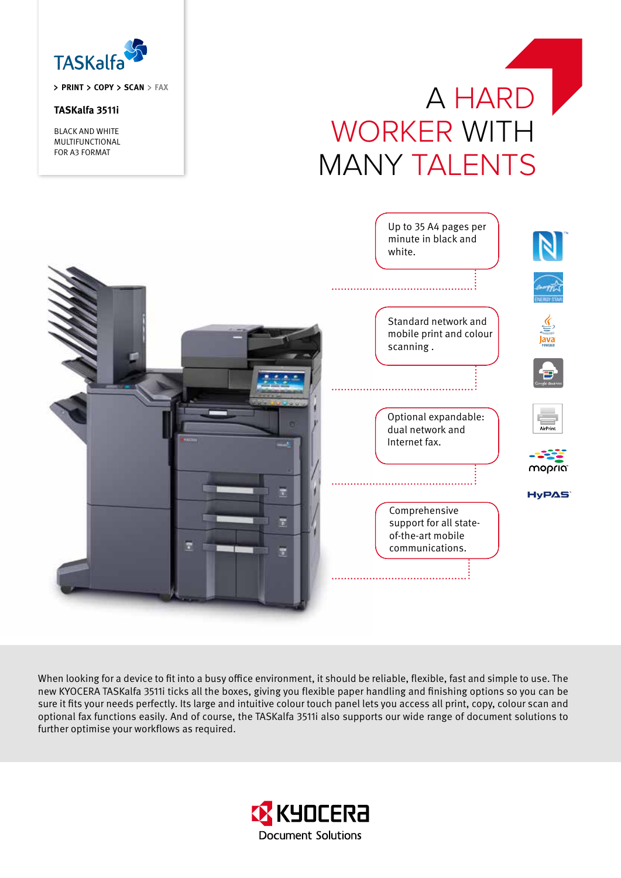TASKalfa

> PRINT > COPY > SCAN > FAX

## TASKalfa 3511i

BLACK AND WHITE
MULTIFUNCTIONAL
FOR A3 FORMAT

# A HARD WORKER WITH MANY TALENTS

- Up to 35 A4 pages per minute in black and white.
- Standard network and mobile print and colour scanning .
- Optional expandable: dual network and Internet fax.
- Comprehensive support for all state-of-the-art mobile communications.

When looking for a device to fit into a busy office environment, it should be reliable, flexible, fast and simple to use. The new KYOCERA TASKalfa 3511i ticks all the boxes, giving you flexible paper handling and finishing options so you can be sure it fits your needs perfectly. Its large and intuitive colour touch panel lets you access all print, copy, colour scan and optional fax functions easily. And of course, the TASKalfa 3511i also supports our wide range of document solutions to further optimise your workflows as required.

KYOCERA
Document Solutions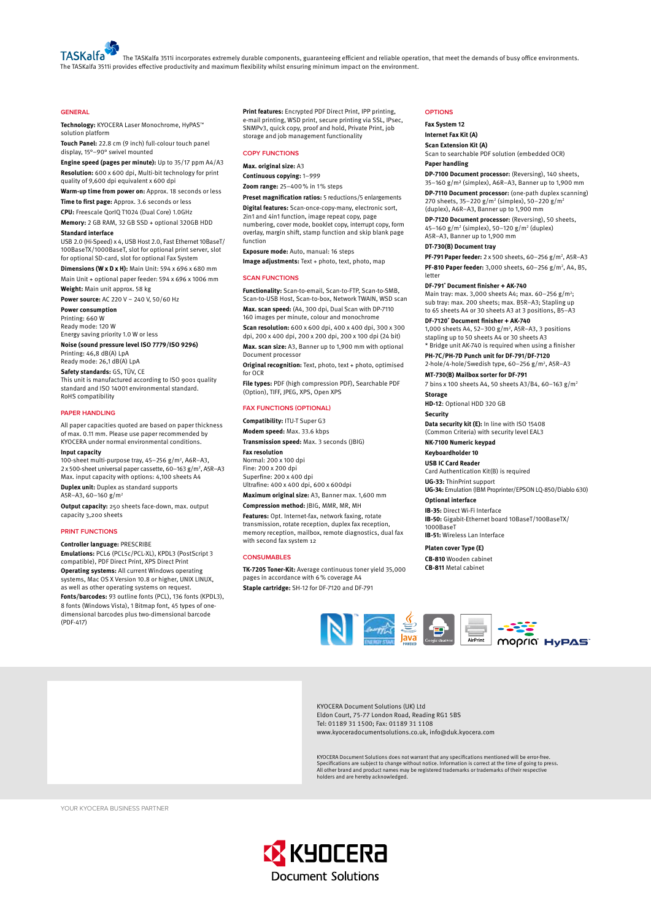TASKalfa The TASKalfa 3511i incorporates extremely durable components, guaranteeing efficient and reliable operation, that meet the demands of busy office environments. The TASKalfa 3511i provides effective productivity and maximum flexibility whilst ensuring minimum impact on the environment.

## GENERAL

**Technology:** KYOCERA Laser Monochrome, HyPAS™ solution platform

**Touch Panel:** 22.8 cm (9 inch) full-colour touch panel display, 15°–90° swivel mounted

**Engine speed (pages per minute):** Up to 35/17 ppm A4/A3

**Resolution:** 600 x 600 dpi, Multi-bit technology for print quality of 9,600 dpi equivalent x 600 dpi

**Warm-up time from power on:** Approx. 18 seconds or less

**Time to first page:** Approx. 3.6 seconds or less

**CPU:** Freescale QorIQ T1024 (Dual Core) 1.0GHz

**Memory:** 2 GB RAM, 32 GB SSD + optional 320GB HDD

**Standard interface**
USB 2.0 (Hi-Speed) x 4, USB Host 2.0, Fast Ethernet 10BaseT/100BaseTX/1000BaseT, slot for optional print server, slot for optional SD-card, slot for optional Fax System

**Dimensions (W x D x H):** Main Unit: 594 x 696 x 680 mm

Main Unit + optional paper feeder: 594 x 696 x 1006 mm

**Weight:** Main unit approx. 58 kg

**Power source:** AC 220 V ~ 240 V, 50/60 Hz

**Power consumption**
Printing: 660 W
Ready mode: 120 W
Energy saving priority 1.0 W or less

**Noise (sound pressure level ISO 7779/ISO 9296)**
Printing: 46,8 dB(A) LpA
Ready mode: 26,1 dB(A) LpA

**Safety standards:** GS, TÜV, CE
This unit is manufactured according to ISO 9001 quality standard and ISO 14001 environmental standard.
RoHS compatibility

## PAPER HANDLING

All paper capacities quoted are based on paper thickness of max. 0.11 mm. Please use paper recommended by KYOCERA under normal environmental conditions.

**Input capacity**
100-sheet multi-purpose tray, 45–256 g/m², A6R–A3,
2 x 500-sheet universal paper cassette, 60–163 g/m², A5R–A3
Max. input capacity with options: 4,100 sheets A4

**Duplex unit:** Duplex as standard supports A5R–A3, 60–160 g/m²

**Output capacity:** 250 sheets face-down, max. output capacity 3,200 sheets

## PRINT FUNCTIONS

**Controller language:** PRESCRIBE

**Emulations:** PCL6 (PCL5c/PCL-XL), KPDL3 (PostScript 3 compatible), PDF Direct Print, XPS Direct Print

**Operating systems:** All current Windows operating systems, Mac OS X Version 10.8 or higher, UNIX LINUX, as well as other operating systems on request.

**Fonts/barcodes:** 93 outline fonts (PCL), 136 fonts (KPDL3), 8 fonts (Windows Vista), 1 Bitmap font, 45 types of one-dimensional barcodes plus two-dimensional barcode (PDF-417)

**Print features:** Encrypted PDF Direct Print, IPP printing, e-mail printing, WSD print, secure printing via SSL, IPsec, SNMPv3, quick copy, proof and hold, Private Print, job storage and job management functionality

## COPY FUNCTIONS

**Max. original size:** A3

**Continuous copying:** 1–999

**Zoom range:** 25–400 % in 1% steps

**Preset magnification ratios:** 5 reductions/5 enlargements

**Digital features:** Scan-once-copy-many, electronic sort, 2in1 and 4in1 function, image repeat copy, page numbering, cover mode, booklet copy, interrupt copy, form overlay, margin shift, stamp function and skip blank page function

**Exposure mode:** Auto, manual: 16 steps

**Image adjustments:** Text + photo, text, photo, map

## SCAN FUNCTIONS

**Functionality:** Scan-to-email, Scan-to-FTP, Scan-to-SMB, Scan-to-USB Host, Scan-to-box, Network TWAIN, WSD scan

**Max. scan speed:** (A4, 300 dpi, Dual Scan with DP-7110 160 images per minute, colour and monochrome

**Scan resolution:** 600 x 600 dpi, 400 x 400 dpi, 300 x 300 dpi, 200 x 400 dpi, 200 x 200 dpi, 200 x 100 dpi (24 bit)

**Max. scan size:** A3, Banner up to 1,900 mm with optional Document processor

**Original recognition:** Text, photo, text + photo, optimised for OCR

**File types:** PDF (high compression PDF), Searchable PDF (Option), TIFF, JPEG, XPS, Open XPS

## FAX FUNCTIONS (OPTIONAL)

**Compatibility:** ITU-T Super G3

**Modem speed:** Max. 33.6 kbps

**Transmission speed:** Max. 3 seconds (JBIG)

**Fax resolution**
Normal: 200 x 100 dpi
Fine: 200 x 200 dpi
Superfine: 200 x 400 dpi
Ultrafine: 400 x 400 dpi, 600 x 600dpi

**Maximum original size:** A3, Banner max. 1,600 mm

**Compression method:** JBIG, MMR, MR, MH

**Features:** Opt. Internet-fax, network faxing, rotate transmission, rotate reception, duplex fax reception, memory reception, mailbox, remote diagnostics, dual fax with second fax system 12

## CONSUMABLES

**TK-7205 Toner-Kit:** Average continuous toner yield 35,000 pages in accordance with 6 % coverage A4

**Staple cartridge:** SH-12 for DF-7120 and DF-791

## OPTIONS

**Fax System 12**

**Internet Fax Kit (A)**

**Scan Extension Kit (A)**
Scan to searchable PDF solution (embedded OCR)

**Paper handling**

**DP-7100 Document processor:** (Reversing), 140 sheets, 35–160 g/m² (simplex), A6R–A3, Banner up to 1,900 mm

**DP-7110 Document processor:** (one-path duplex scanning) 270 sheets, 35–220 g/m² (simplex), 50–220 g/m² (duplex), A6R–A3, Banner up to 1,900 mm

**DP-7120 Document processor:** (Reversing), 50 sheets, 45–160 g/m² (simplex), 50–120 g/m² (duplex) A5R–A3, Banner up to 1,900 mm

**DT-730(B) Document tray**

**PF-791 Paper feeder:** 2 x 500 sheets, 60–256 g/m², A5R–A3

**PF-810 Paper feeder:** 3,000 sheets, 60–256 g/m², A4, B5, letter

**DF-791* Document finisher + AK-740**
Main tray: max. 3,000 sheets A4; max. 60–256 g/m²; sub tray: max. 200 sheets; max. B5R–A3; Stapling up to 65 sheets A4 or 30 sheets A3 at 3 positions, B5–A3

**DF-7120* Document finisher + AK-740**
1,000 sheets A4, 52–300 g/m², A5R–A3, 3 positions stapling up to 50 sheets A4 or 30 sheets A3
* Bridge unit AK-740 is required when using a finisher

**PH-7C/PH-7D Punch unit for DF-791/DF-7120**
2-hole/4-hole/Swedish type, 60–256 g/m², A5R–A3

**MT-730(B) Mailbox sorter for DF-791**
7 bins x 100 sheets A4, 50 sheets A3/B4, 60–163 g/m²

**Storage**

**HD-12:** Optional HDD 320 GB

**Security**

**Data security kit (E):** In line with ISO 15408 (Common Criteria) with security level EAL3

**NK-7100 Numeric keypad**

**Keyboardholder 10**

**USB IC Card Reader**
Card Authentication Kit(B) is required

**UG-33:** ThinPrint support

**UG-34:** Emulation (IBM Proprinter/EPSON LQ-850/Diablo 630)

**Optional interface**

**IB-35:** Direct Wi-Fi Interface

**IB-50:** Gigabit-Ethernet board 10BaseT/100BaseTX/1000BaseT

**IB-51:** Wireless Lan Interface

**Platen cover Type (E)**

**CB-810** Wooden cabinet

**CB-811** Metal cabinet

KYOCERA Document Solutions (UK) Ltd
Eldon Court, 75-77 London Road, Reading RG1 5BS
Tel: 01189 31 1500; Fax: 01189 31 1108
www.kyoceradocumentsolutions.co.uk, info@duk.kyocera.com

KYOCERA Document Solutions does not warrant that any specifications mentioned will be error-free. Specifications are subject to change without notice. Information is correct at the time of going to press. All other brand and product names may be registered trademarks or trademarks of their respective holders and are hereby acknowledged.

YOUR KYOCERA BUSINESS PARTNER

KYOCERA Document Solutions